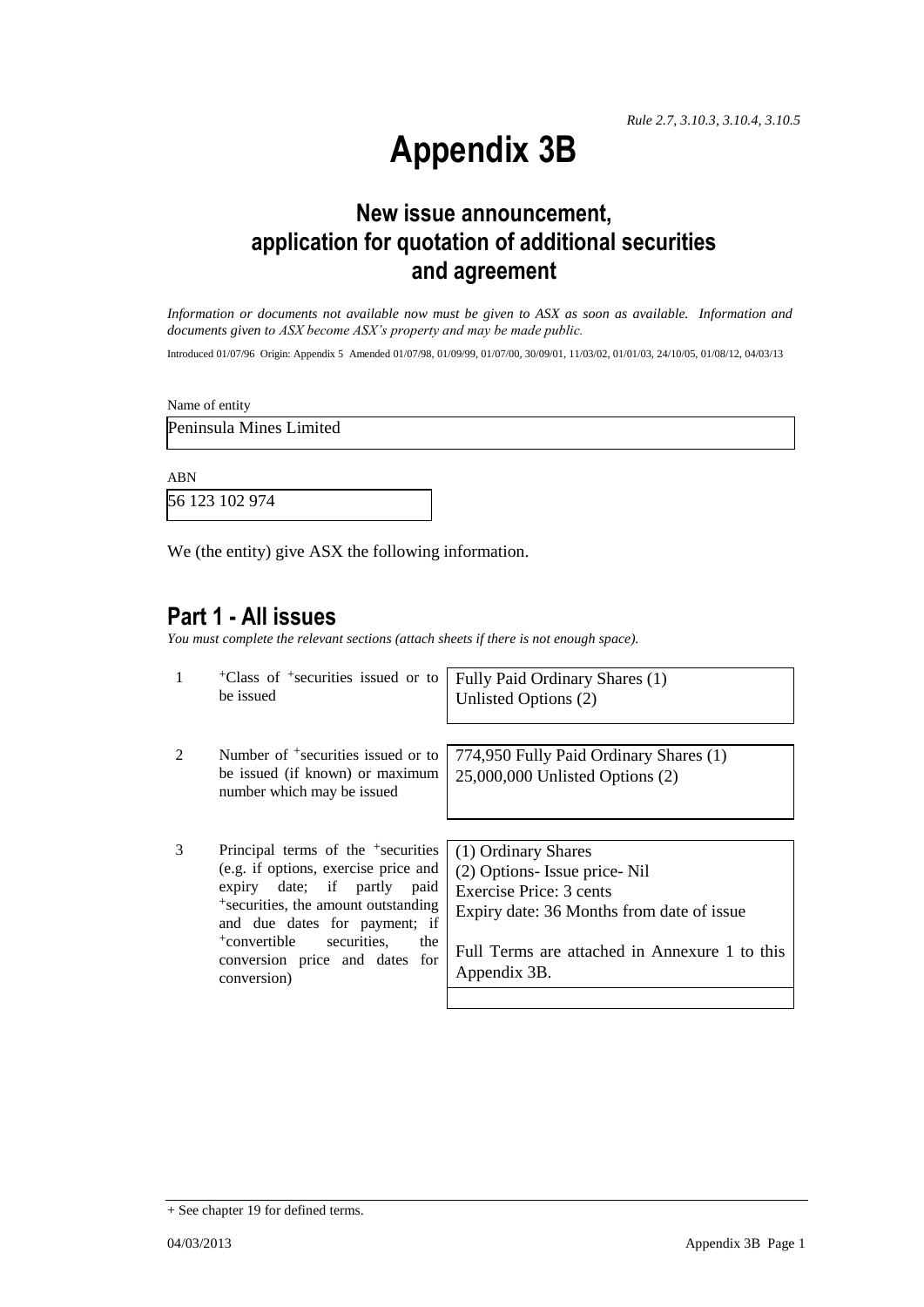*Rule 2.7, 3.10.3, 3.10.4, 3.10.5*

# Appendix 3B

## New issue announcement, application for quotation of additional securities and agreement

*Information or documents not available now must be given to ASX as soon as available. Information and documents given to ASX become ASX's property and may be made public.*

Introduced 01/07/96 Origin: Appendix 5 Amended 01/07/98, 01/09/99, 01/07/00, 30/09/01, 11/03/02, 01/01/03, 24/10/05, 01/08/12, 04/03/13

Name of entity

Peninsula Mines Limited

ABN

56 123 102 974

We (the entity) give ASX the following information.

## Part 1 - All issues

*You must complete the relevant sections (attach sheets if there is not enough space).*

| | | |
|---|---|---|
| 1 | +Class of +securities issued or to be issued | Fully Paid Ordinary Shares (1)<br>Unlisted Options (2) |
| 2 | Number of +securities issued or to be issued (if known) or maximum number which may be issued | 774,950 Fully Paid Ordinary Shares (1)<br>25,000,000 Unlisted Options (2) |
| 3 | Principal terms of the +securities (e.g. if options, exercise price and expiry date; if partly paid +securities, the amount outstanding and due dates for payment; if +convertible securities, the conversion price and dates for conversion) | (1) Ordinary Shares<br>(2) Options- Issue price- Nil<br>Exercise Price: 3 cents<br>Expiry date: 36 Months from date of issue<br><br>Full Terms are attached in Annexure 1 to this Appendix 3B. |

+ See chapter 19 for defined terms.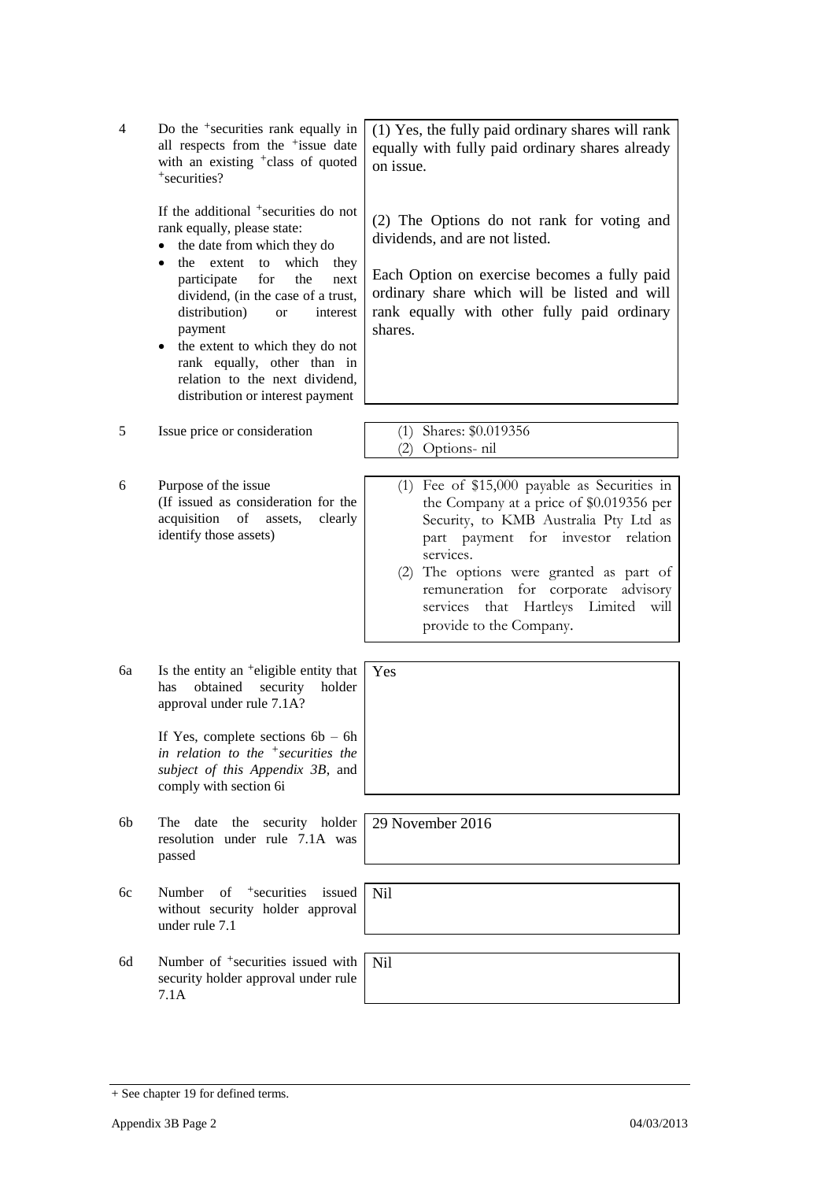| | | |
|---|---|---|
| 4 | Do the +securities rank equally in all respects from the +issue date with an existing +class of quoted +securities?<br><br>If the additional +securities do not rank equally, please state:<br>• the date from which they do<br>• the extent to which they participate for the next dividend, (in the case of a trust, distribution) or interest payment<br>• the extent to which they do not rank equally, other than in relation to the next dividend, distribution or interest payment | (1) Yes, the fully paid ordinary shares will rank equally with fully paid ordinary shares already on issue.<br><br>(2) The Options do not rank for voting and dividends, and are not listed.<br><br>Each Option on exercise becomes a fully paid ordinary share which will be listed and will rank equally with other fully paid ordinary shares. |
| 5 | Issue price or consideration | (1) Shares: $0.019356<br>(2) Options- nil |
| 6 | Purpose of the issue<br>(If issued as consideration for the acquisition of assets, clearly identify those assets) | (1) Fee of $15,000 payable as Securities in the Company at a price of $0.019356 per Security, to KMB Australia Pty Ltd as part payment for investor relation services.<br>(2) The options were granted as part of remuneration for corporate advisory services that Hartleys Limited will provide to the Company. |
| 6a | Is the entity an +eligible entity that has obtained security holder approval under rule 7.1A?<br><br>If Yes, complete sections 6b – 6h *in relation to the +securities the subject of this Appendix 3B*, and comply with section 6i | Yes |
| 6b | The date the security holder resolution under rule 7.1A was passed | 29 November 2016 |
| 6c | Number of +securities issued without security holder approval under rule 7.1 | Nil |
| 6d | Number of +securities issued with security holder approval under rule 7.1A | Nil |

+ See chapter 19 for defined terms.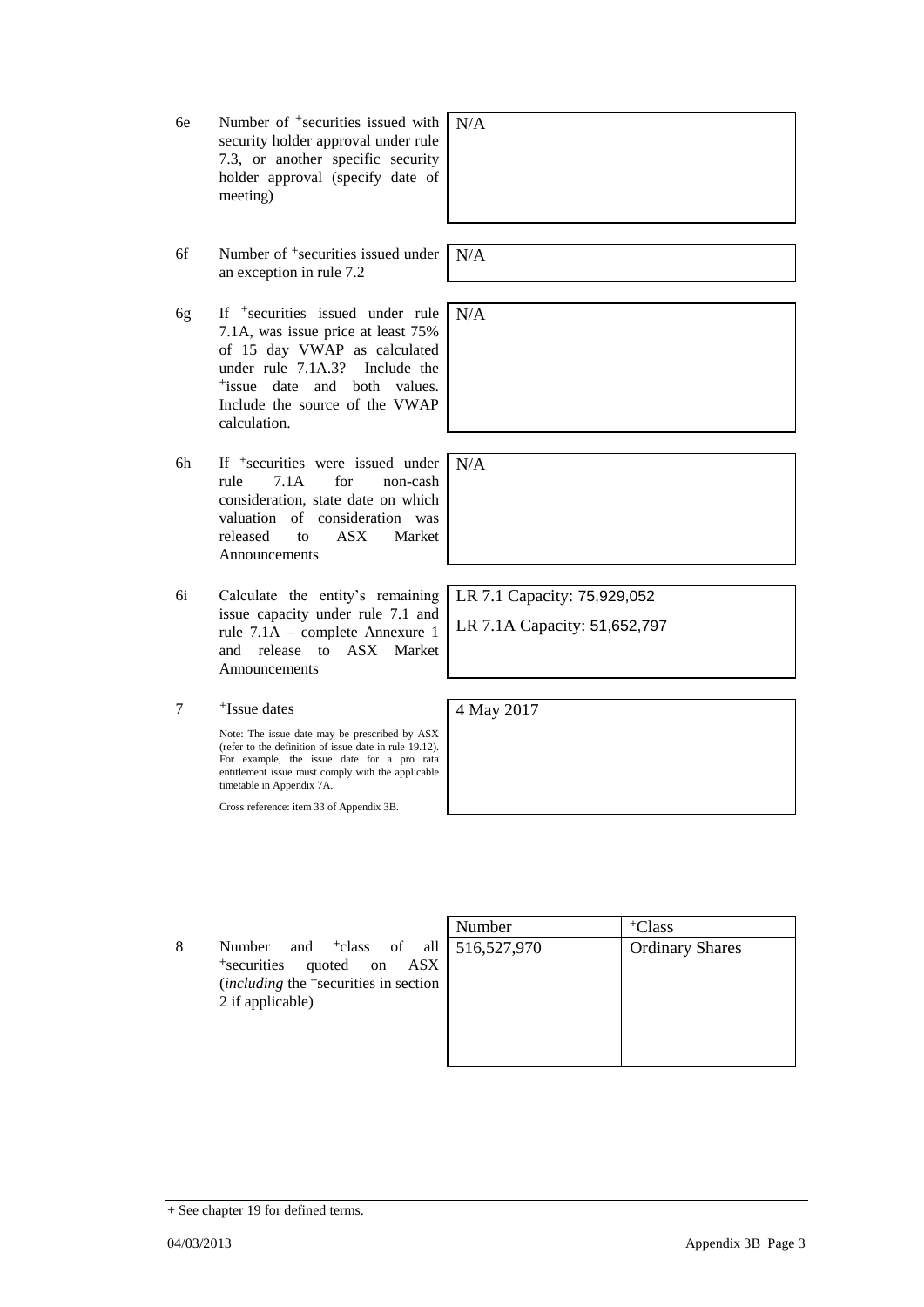| | | |
|---|---|---|
| 6e | Number of +securities issued with security holder approval under rule 7.3, or another specific security holder approval (specify date of meeting) | N/A |
| 6f | Number of +securities issued under an exception in rule 7.2 | N/A |
| 6g | If +securities issued under rule 7.1A, was issue price at least 75% of 15 day VWAP as calculated under rule 7.1A.3? Include the +issue date and both values. Include the source of the VWAP calculation. | N/A |
| 6h | If +securities were issued under rule 7.1A for non-cash consideration, state date on which valuation of consideration was released to ASX Market Announcements | N/A |
| 6i | Calculate the entity's remaining issue capacity under rule 7.1 and rule 7.1A – complete Annexure 1 and release to ASX Market Announcements | LR 7.1 Capacity: 75,929,052<br>LR 7.1A Capacity: 51,652,797 |
| 7 | +Issue dates<br><br>Note: The issue date may be prescribed by ASX (refer to the definition of issue date in rule 19.12). For example, the issue date for a pro rata entitlement issue must comply with the applicable timetable in Appendix 7A.<br><br>Cross reference: item 33 of Appendix 3B. | 4 May 2017 |

| | | Number | +Class |
|---|---|---|---|
| 8 | Number and +class of all +securities quoted on ASX (*including* the +securities in section 2 if applicable) | 516,527,970 | Ordinary Shares |

+ See chapter 19 for defined terms.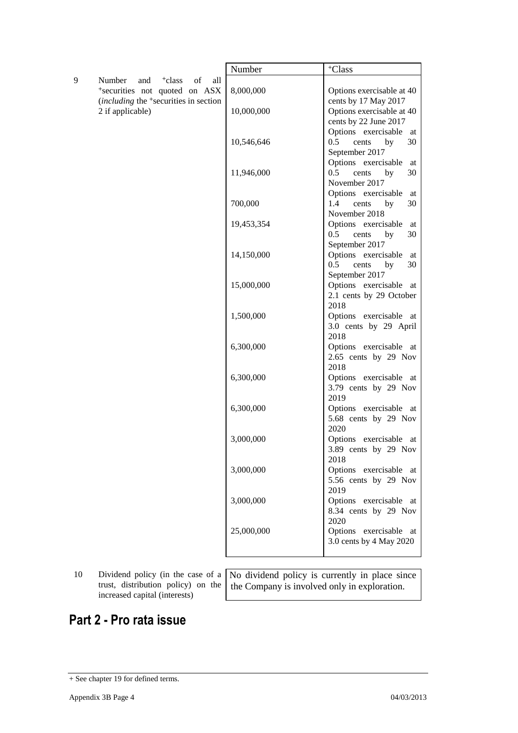| | | Number | +Class |
|---|---|---|---|
| 9 | Number and +class of all +securities not quoted on ASX (*including* the +securities in section 2 if applicable) | 8,000,000 | Options exercisable at 40 cents by 17 May 2017 |
| | | 10,000,000 | Options exercisable at 40 cents by 22 June 2017 |
| | | 10,546,646 | Options exercisable at 0.5 cents by 30 September 2017 |
| | | 11,946,000 | Options exercisable at 0.5 cents by 30 November 2017 |
| | | 700,000 | Options exercisable at 1.4 cents by 30 November 2018 |
| | | 19,453,354 | Options exercisable at 0.5 cents by 30 September 2017 |
| | | 14,150,000 | Options exercisable at 0.5 cents by 30 September 2017 |
| | | 15,000,000 | Options exercisable at 2.1 cents by 29 October 2018 |
| | | 1,500,000 | Options exercisable at 3.0 cents by 29 April 2018 |
| | | 6,300,000 | Options exercisable at 2.65 cents by 29 Nov 2018 |
| | | 6,300,000 | Options exercisable at 3.79 cents by 29 Nov 2019 |
| | | 6,300,000 | Options exercisable at 5.68 cents by 29 Nov 2020 |
| | | 3,000,000 | Options exercisable at 3.89 cents by 29 Nov 2018 |
| | | 3,000,000 | Options exercisable at 5.56 cents by 29 Nov 2019 |
| | | 3,000,000 | Options exercisable at 8.34 cents by 29 Nov 2020 |
| | | 25,000,000 | Options exercisable at 3.0 cents by 4 May 2020 |

| | | |
|---|---|---|
| 10 | Dividend policy (in the case of a trust, distribution policy) on the increased capital (interests) | No dividend policy is currently in place since the Company is involved only in exploration. |

## Part 2 - Pro rata issue

+ See chapter 19 for defined terms.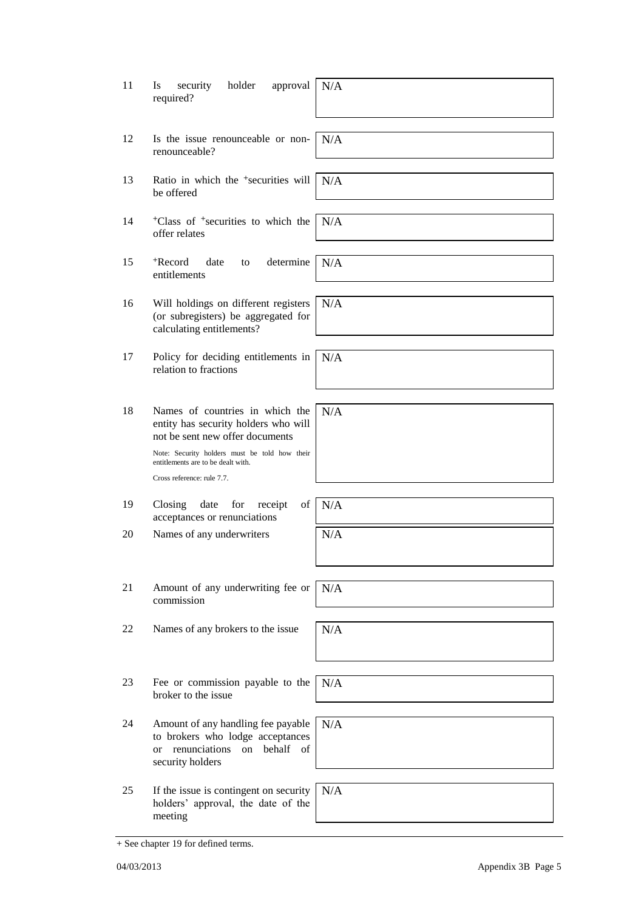| | | |
|---|---|---|
| 11 | Is security holder approval required? | N/A |
| 12 | Is the issue renounceable or non-renounceable? | N/A |
| 13 | Ratio in which the +securities will be offered | N/A |
| 14 | +Class of +securities to which the offer relates | N/A |
| 15 | +Record date to determine entitlements | N/A |
| 16 | Will holdings on different registers (or subregisters) be aggregated for calculating entitlements? | N/A |
| 17 | Policy for deciding entitlements in relation to fractions | N/A |
| 18 | Names of countries in which the entity has security holders who will not be sent new offer documents<br><br>Note: Security holders must be told how their entitlements are to be dealt with.<br><br>Cross reference: rule 7.7. | N/A |
| 19 | Closing date for receipt of acceptances or renunciations | N/A |
| 20 | Names of any underwriters | N/A |
| 21 | Amount of any underwriting fee or commission | N/A |
| 22 | Names of any brokers to the issue | N/A |
| 23 | Fee or commission payable to the broker to the issue | N/A |
| 24 | Amount of any handling fee payable to brokers who lodge acceptances or renunciations on behalf of security holders | N/A |
| 25 | If the issue is contingent on security holders' approval, the date of the meeting | N/A |

+ See chapter 19 for defined terms.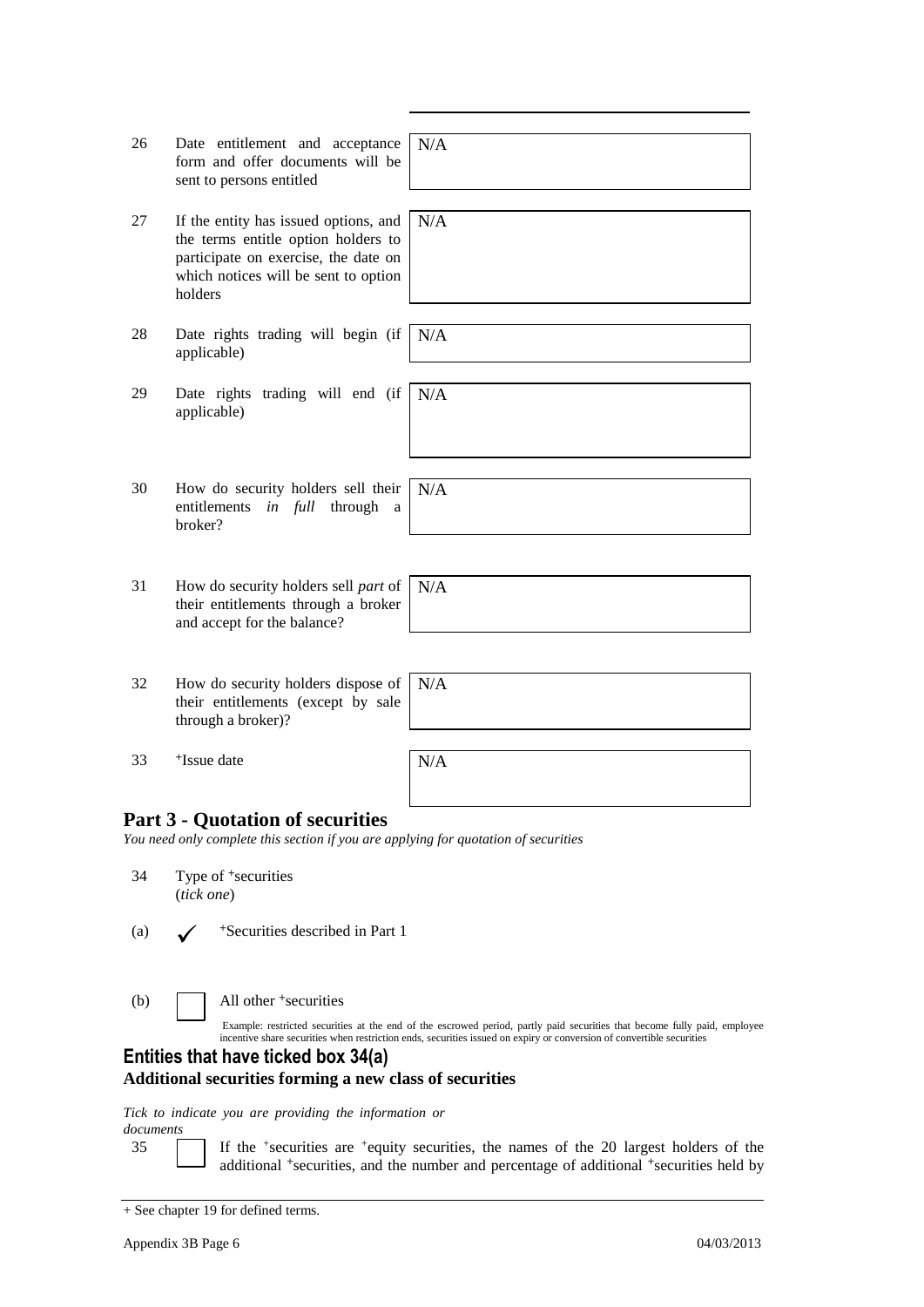| | | |
|---|---|---|
| 26 | Date entitlement and acceptance form and offer documents will be sent to persons entitled | N/A |
| 27 | If the entity has issued options, and the terms entitle option holders to participate on exercise, the date on which notices will be sent to option holders | N/A |
| 28 | Date rights trading will begin (if applicable) | N/A |
| 29 | Date rights trading will end (if applicable) | N/A |
| 30 | How do security holders sell their entitlements *in full* through a broker? | N/A |
| 31 | How do security holders sell *part* of their entitlements through a broker and accept for the balance? | N/A |
| 32 | How do security holders dispose of their entitlements (except by sale through a broker)? | N/A |
| 33 | +Issue date | N/A |

## Part 3 - Quotation of securities

*You need only complete this section if you are applying for quotation of securities*

34 Type of +securities
(*tick one*)

(a) ✓ +Securities described in Part 1

(b) ☐ All other +securities

Example: restricted securities at the end of the escrowed period, partly paid securities that become fully paid, employee incentive share securities when restriction ends, securities issued on expiry or conversion of convertible securities

### Entities that have ticked box 34(a)

**Additional securities forming a new class of securities**

*Tick to indicate you are providing the information or documents*

35 ☐ If the +securities are +equity securities, the names of the 20 largest holders of the additional +securities, and the number and percentage of additional +securities held by

+ See chapter 19 for defined terms.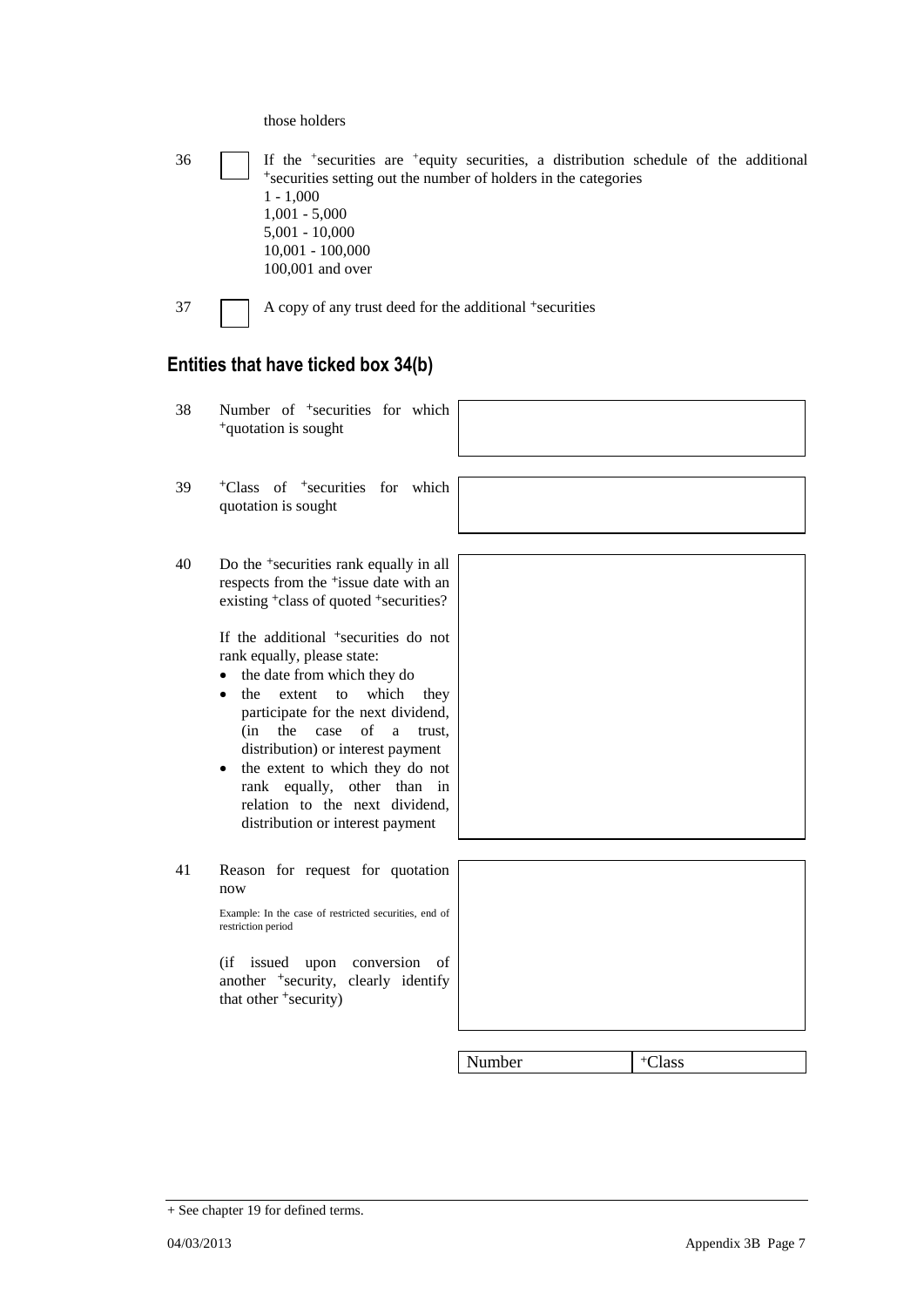those holders

36 ☐ If the +securities are +equity securities, a distribution schedule of the additional +securities setting out the number of holders in the categories
1 - 1,000
1,001 - 5,000
5,001 - 10,000
10,001 - 100,000
100,001 and over

37 ☐ A copy of any trust deed for the additional +securities

## Entities that have ticked box 34(b)

| | | |
|---|---|---|
| 38 | Number of +securities for which +quotation is sought | |
| 39 | +Class of +securities for which quotation is sought | |
| 40 | Do the +securities rank equally in all respects from the +issue date with an existing +class of quoted +securities?<br><br>If the additional +securities do not rank equally, please state:<br>• the date from which they do<br>• the extent to which they participate for the next dividend, (in the case of a trust, distribution) or interest payment<br>• the extent to which they do not rank equally, other than in relation to the next dividend, distribution or interest payment | |
| 41 | Reason for request for quotation now<br><br>Example: In the case of restricted securities, end of restriction period<br><br>(if issued upon conversion of another +security, clearly identify that other +security) | |

| Number | +Class |
|---|---|
| | |

+ See chapter 19 for defined terms.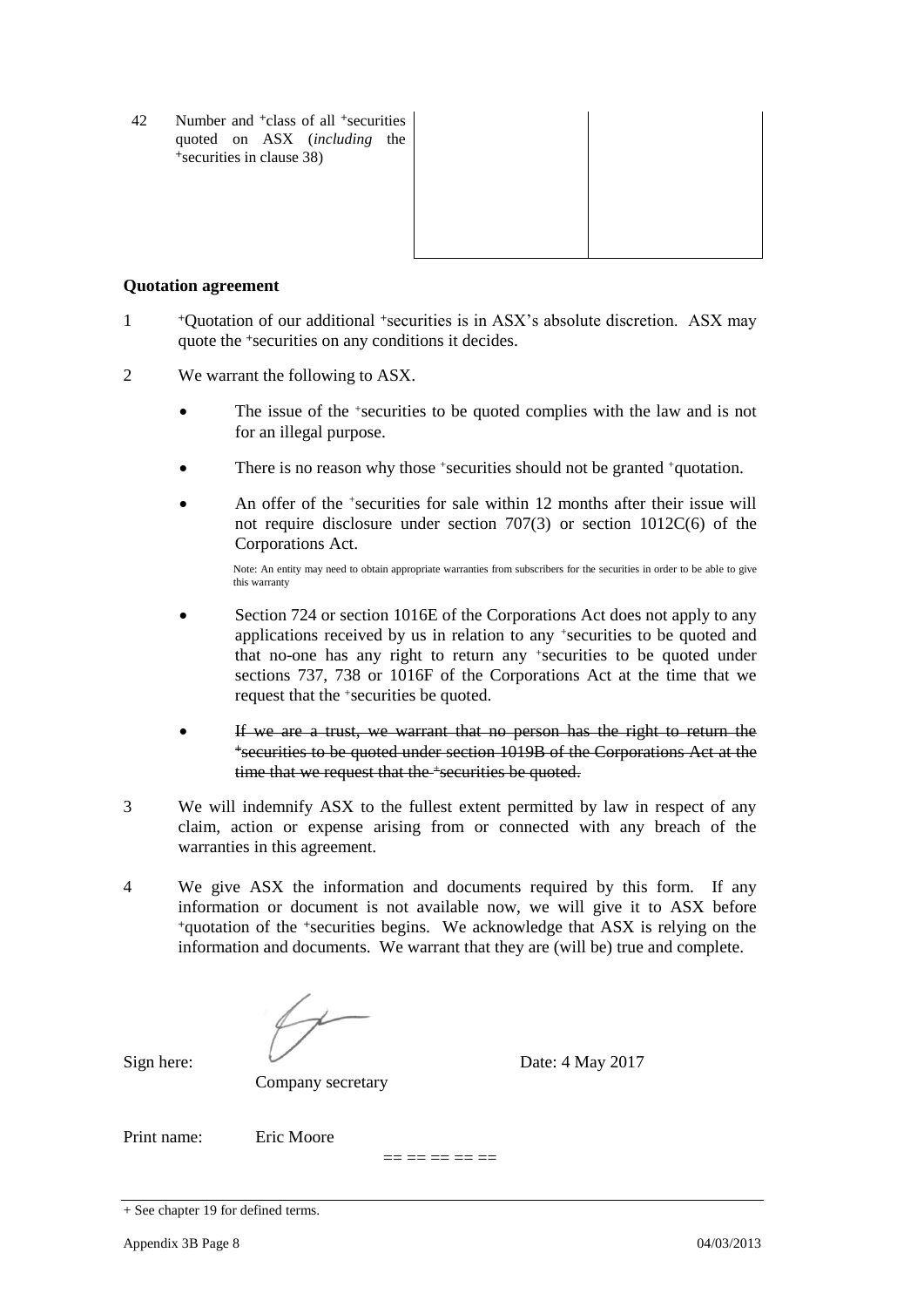| | | |
|---|---|---|
| 42 Number and +class of all +securities quoted on ASX (*including* the +securities in clause 38) | | |

**Quotation agreement**

1 +Quotation of our additional +securities is in ASX's absolute discretion. ASX may quote the +securities on any conditions it decides.

2 We warrant the following to ASX.

- The issue of the +securities to be quoted complies with the law and is not for an illegal purpose.
- There is no reason why those +securities should not be granted +quotation.
- An offer of the +securities for sale within 12 months after their issue will not require disclosure under section 707(3) or section 1012C(6) of the Corporations Act.

  Note: An entity may need to obtain appropriate warranties from subscribers for the securities in order to be able to give this warranty

- Section 724 or section 1016E of the Corporations Act does not apply to any applications received by us in relation to any +securities to be quoted and that no-one has any right to return any +securities to be quoted under sections 737, 738 or 1016F of the Corporations Act at the time that we request that the +securities be quoted.
- ~~If we are a trust, we warrant that no person has the right to return the +securities to be quoted under section 1019B of the Corporations Act at the time that we request that the +securities be quoted.~~

3 We will indemnify ASX to the fullest extent permitted by law in respect of any claim, action or expense arising from or connected with any breach of the warranties in this agreement.

4 We give ASX the information and documents required by this form. If any information or document is not available now, we will give it to ASX before +quotation of the +securities begins. We acknowledge that ASX is relying on the information and documents. We warrant that they are (will be) true and complete.

Sign here: Company secretary Date: 4 May 2017

Print name: Eric Moore

== == == == ==

+ See chapter 19 for defined terms.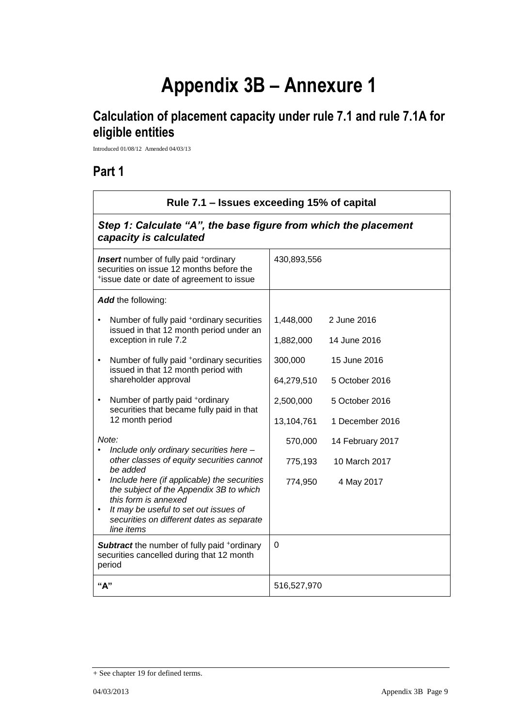# Appendix 3B – Annexure 1

## Calculation of placement capacity under rule 7.1 and rule 7.1A for eligible entities

Introduced 01/08/12 Amended 04/03/13

## Part 1

| Rule 7.1 – Issues exceeding 15% of capital | |
|---|---|
| ***Step 1: Calculate "A", the base figure from which the placement capacity is calculated*** | |
| ***Insert*** number of fully paid +ordinary securities on issue 12 months before the +issue date or date of agreement to issue | 430,893,556 |
| ***Add*** the following:<br>• Number of fully paid +ordinary securities issued in that 12 month period under an exception in rule 7.2<br>• Number of fully paid +ordinary securities issued in that 12 month period with shareholder approval<br>• Number of partly paid +ordinary securities that became fully paid in that 12 month period<br>*Note:*<br>• *Include only ordinary securities here – other classes of equity securities cannot be added*<br>• *Include here (if applicable) the securities the subject of the Appendix 3B to which this form is annexed*<br>• *It may be useful to set out issues of securities on different dates as separate line items* | 1,448,000 2 June 2016<br>1,882,000 14 June 2016<br>300,000 15 June 2016<br>64,279,510 5 October 2016<br>2,500,000 5 October 2016<br>13,104,761 1 December 2016<br>570,000 14 February 2017<br>775,193 10 March 2017<br>774,950 4 May 2017 |
| ***Subtract*** the number of fully paid +ordinary securities cancelled during that 12 month period | 0 |
| **"A"** | 516,527,970 |

+ See chapter 19 for defined terms.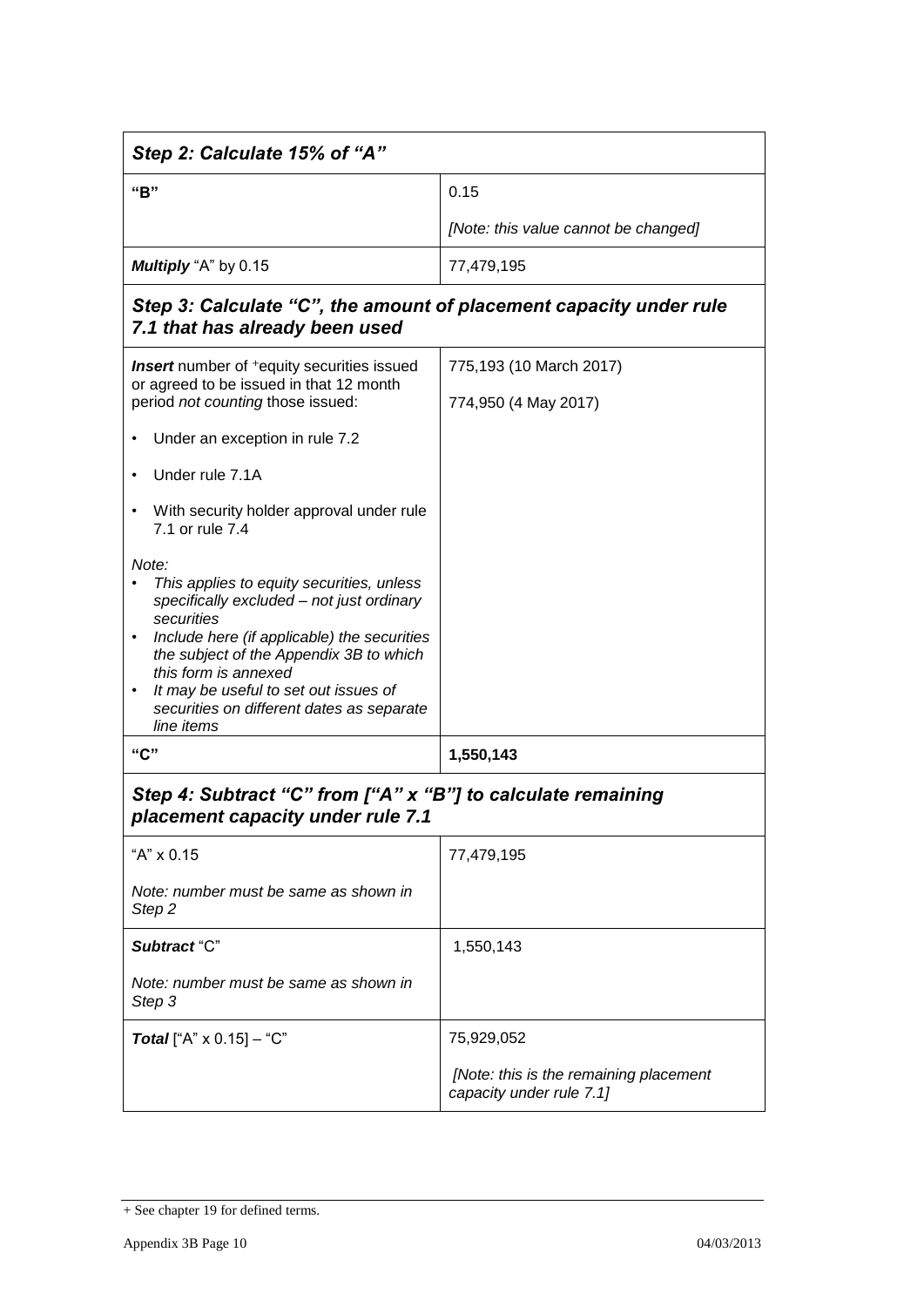| *Step 2: Calculate 15% of "A"* | |
|---|---|
| **"B"** | 0.15<br><br>*[Note: this value cannot be changed]* |
| ***Multiply*** "A" by 0.15 | 77,479,195 |
| ***Step 3: Calculate "C", the amount of placement capacity under rule 7.1 that has already been used*** | |
| ***Insert*** number of +equity securities issued or agreed to be issued in that 12 month period *not counting* those issued:<br><br>• Under an exception in rule 7.2<br><br>• Under rule 7.1A<br><br>• With security holder approval under rule 7.1 or rule 7.4<br><br>*Note:*<br>• *This applies to equity securities, unless specifically excluded – not just ordinary securities*<br>• *Include here (if applicable) the securities the subject of the Appendix 3B to which this form is annexed*<br>• *It may be useful to set out issues of securities on different dates as separate line items* | 775,193 (10 March 2017)<br><br>774,950 (4 May 2017) |
| **"C"** | **1,550,143** |
| ***Step 4: Subtract "C" from ["A" x "B"] to calculate remaining placement capacity under rule 7.1*** | |
| "A" x 0.15<br><br>*Note: number must be same as shown in Step 2* | 77,479,195 |
| ***Subtract*** "C"<br><br>*Note: number must be same as shown in Step 3* | 1,550,143 |
| ***Total*** ["A" x 0.15] – "C" | 75,929,052<br><br>*[Note: this is the remaining placement capacity under rule 7.1]* |

+ See chapter 19 for defined terms.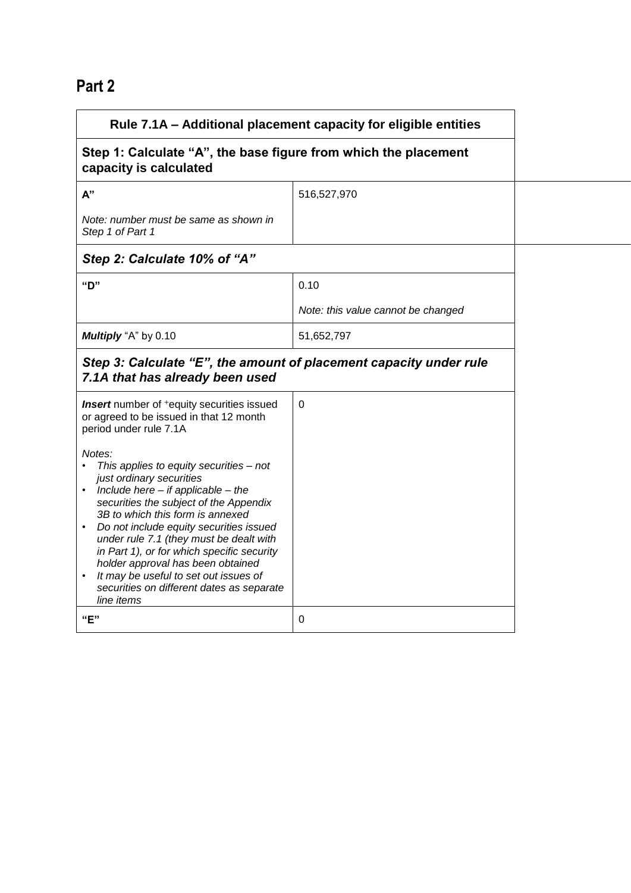## Part 2

| Rule 7.1A – Additional placement capacity for eligible entities | |
|---|---|
| **Step 1: Calculate "A", the base figure from which the placement capacity is calculated** | |
| **A"**<br><br>*Note: number must be same as shown in Step 1 of Part 1* | 516,527,970 |
| ***Step 2: Calculate 10% of "A"*** | |
| **"D"** | 0.10<br><br>*Note: this value cannot be changed* |
| ***Multiply*** "A" by 0.10 | 51,652,797 |
| ***Step 3: Calculate "E", the amount of placement capacity under rule 7.1A that has already been used*** | |
| ***Insert*** number of +equity securities issued or agreed to be issued in that 12 month period under rule 7.1A<br><br>*Notes:*<br>• *This applies to equity securities – not just ordinary securities*<br>• *Include here – if applicable – the securities the subject of the Appendix 3B to which this form is annexed*<br>• *Do not include equity securities issued under rule 7.1 (they must be dealt with in Part 1), or for which specific security holder approval has been obtained*<br>• *It may be useful to set out issues of securities on different dates as separate line items* | 0 |
| **"E"** | 0 |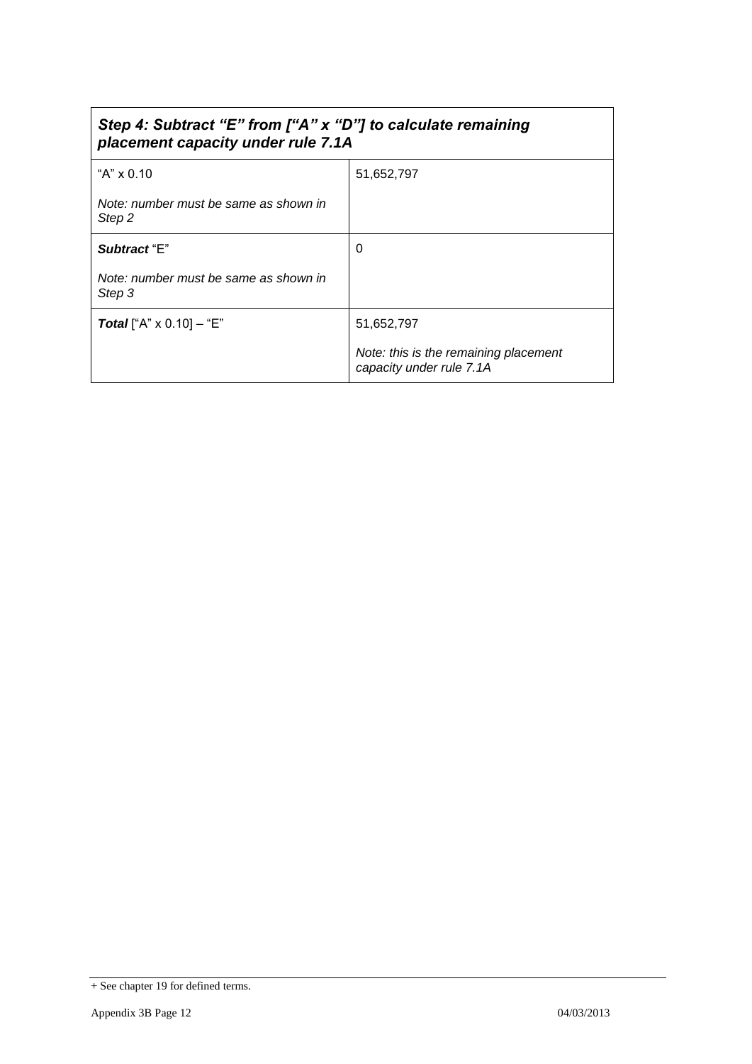| *Step 4: Subtract "E" from ["A" x "D"] to calculate remaining placement capacity under rule 7.1A* | |
|---|---|
| "A" x 0.10<br><br>*Note: number must be same as shown in Step 2* | 51,652,797 |
| ***Subtract*** "E"<br><br>*Note: number must be same as shown in Step 3* | 0 |
| ***Total*** ["A" x 0.10] – "E" | 51,652,797<br><br>*Note: this is the remaining placement capacity under rule 7.1A* |

+ See chapter 19 for defined terms.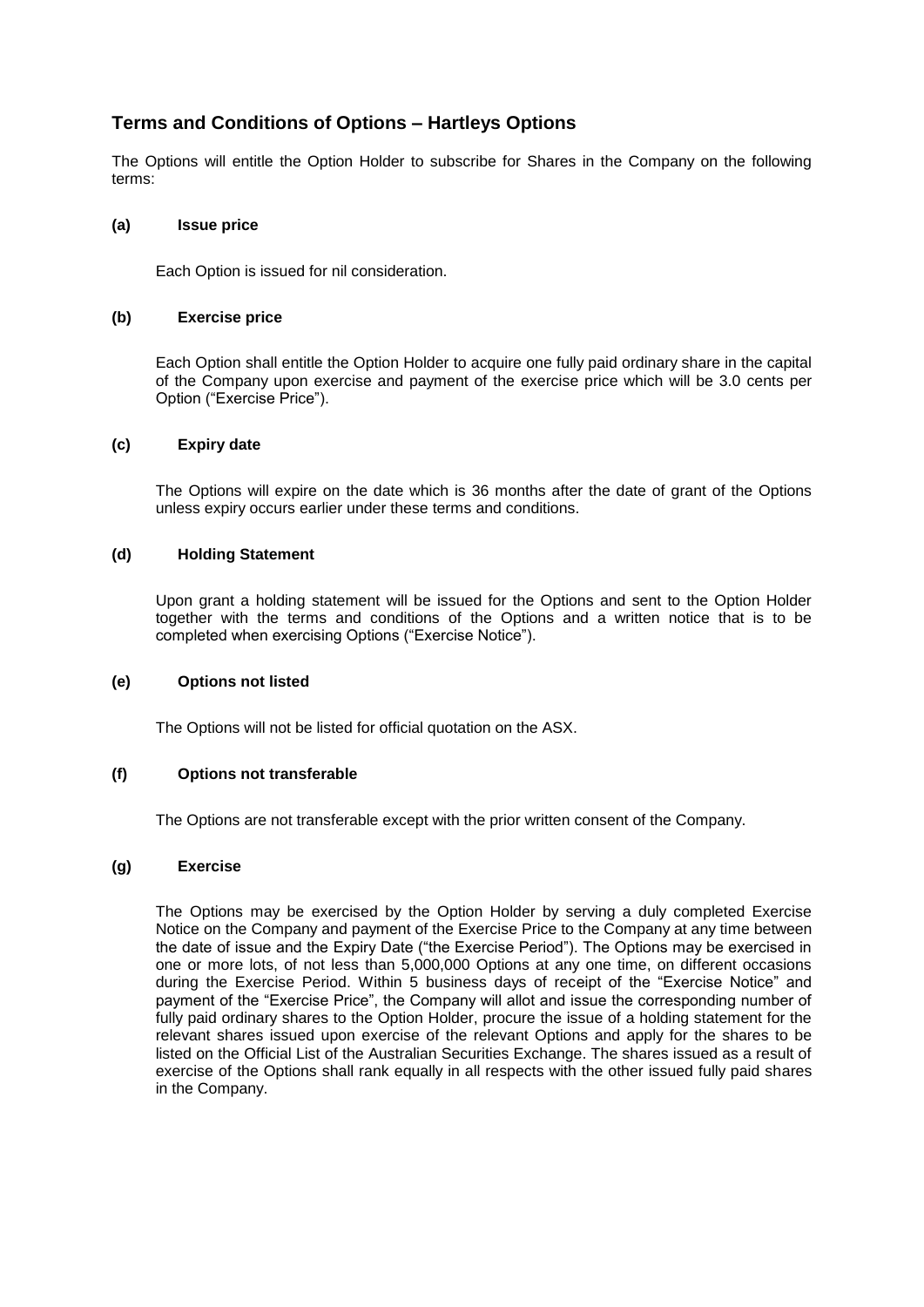## Terms and Conditions of Options – Hartleys Options

The Options will entitle the Option Holder to subscribe for Shares in the Company on the following terms:

**(a) Issue price**

Each Option is issued for nil consideration.

**(b) Exercise price**

Each Option shall entitle the Option Holder to acquire one fully paid ordinary share in the capital of the Company upon exercise and payment of the exercise price which will be 3.0 cents per Option ("Exercise Price").

**(c) Expiry date**

The Options will expire on the date which is 36 months after the date of grant of the Options unless expiry occurs earlier under these terms and conditions.

**(d) Holding Statement**

Upon grant a holding statement will be issued for the Options and sent to the Option Holder together with the terms and conditions of the Options and a written notice that is to be completed when exercising Options ("Exercise Notice").

**(e) Options not listed**

The Options will not be listed for official quotation on the ASX.

**(f) Options not transferable**

The Options are not transferable except with the prior written consent of the Company.

**(g) Exercise**

The Options may be exercised by the Option Holder by serving a duly completed Exercise Notice on the Company and payment of the Exercise Price to the Company at any time between the date of issue and the Expiry Date ("the Exercise Period"). The Options may be exercised in one or more lots, of not less than 5,000,000 Options at any one time, on different occasions during the Exercise Period. Within 5 business days of receipt of the "Exercise Notice" and payment of the "Exercise Price", the Company will allot and issue the corresponding number of fully paid ordinary shares to the Option Holder, procure the issue of a holding statement for the relevant shares issued upon exercise of the relevant Options and apply for the shares to be listed on the Official List of the Australian Securities Exchange. The shares issued as a result of exercise of the Options shall rank equally in all respects with the other issued fully paid shares in the Company.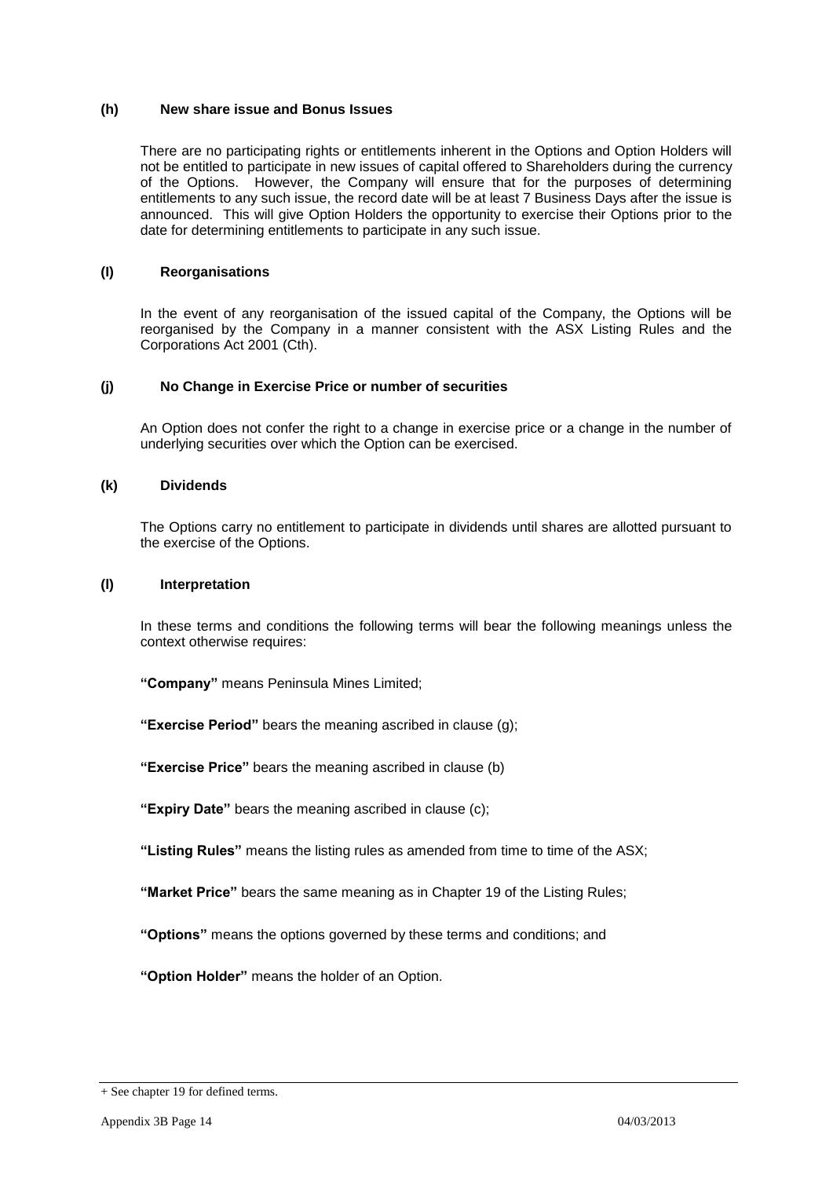**(h) New share issue and Bonus Issues**

There are no participating rights or entitlements inherent in the Options and Option Holders will not be entitled to participate in new issues of capital offered to Shareholders during the currency of the Options. However, the Company will ensure that for the purposes of determining entitlements to any such issue, the record date will be at least 7 Business Days after the issue is announced. This will give Option Holders the opportunity to exercise their Options prior to the date for determining entitlements to participate in any such issue.

**(I) Reorganisations**

In the event of any reorganisation of the issued capital of the Company, the Options will be reorganised by the Company in a manner consistent with the ASX Listing Rules and the Corporations Act 2001 (Cth).

**(j) No Change in Exercise Price or number of securities**

An Option does not confer the right to a change in exercise price or a change in the number of underlying securities over which the Option can be exercised.

**(k) Dividends**

The Options carry no entitlement to participate in dividends until shares are allotted pursuant to the exercise of the Options.

**(l) Interpretation**

In these terms and conditions the following terms will bear the following meanings unless the context otherwise requires:

**"Company"** means Peninsula Mines Limited;

**"Exercise Period"** bears the meaning ascribed in clause (g);

**"Exercise Price"** bears the meaning ascribed in clause (b)

**"Expiry Date"** bears the meaning ascribed in clause (c);

**"Listing Rules"** means the listing rules as amended from time to time of the ASX;

**"Market Price"** bears the same meaning as in Chapter 19 of the Listing Rules;

**"Options"** means the options governed by these terms and conditions; and

**"Option Holder"** means the holder of an Option.

+ See chapter 19 for defined terms.